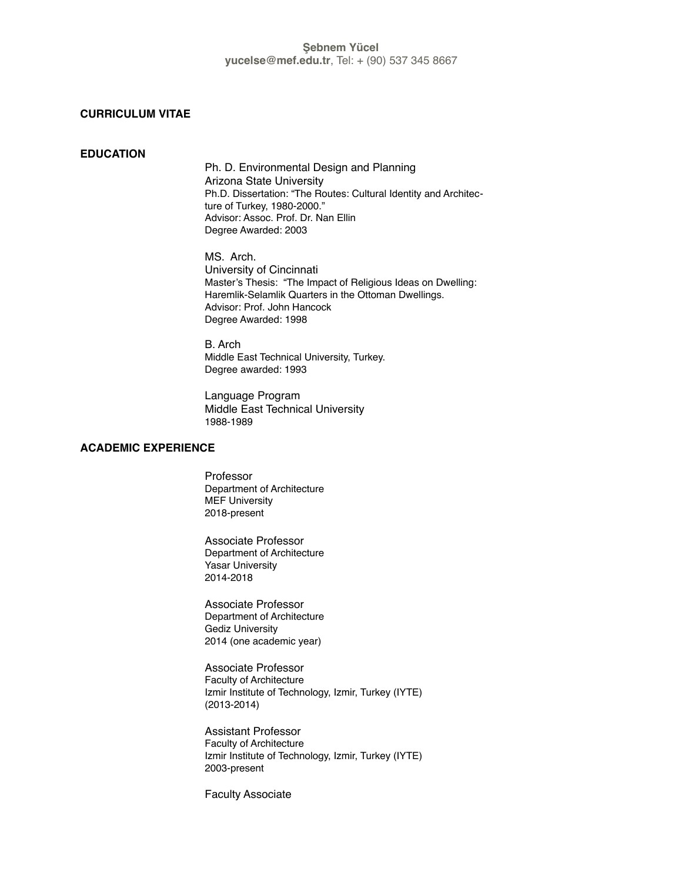**Şebnem Yücel**
**yucelse@mef.edu.tr**, Tel: + (90) 537 345 8667

# CURRICULUM VITAE

## EDUCATION

Ph. D. Environmental Design and Planning
Arizona State University
Ph.D. Dissertation: "The Routes: Cultural Identity and Architecture of Turkey, 1980-2000."
Advisor: Assoc. Prof. Dr. Nan Ellin
Degree Awarded: 2003

MS. Arch.
University of Cincinnati
Master's Thesis: "The Impact of Religious Ideas on Dwelling: Haremlik-Selamlik Quarters in the Ottoman Dwellings.
Advisor: Prof. John Hancock
Degree Awarded: 1998

B. Arch
Middle East Technical University, Turkey.
Degree awarded: 1993

Language Program
Middle East Technical University
1988-1989

## ACADEMIC EXPERIENCE

Professor
Department of Architecture
MEF University
2018-present

Associate Professor
Department of Architecture
Yasar University
2014-2018

Associate Professor
Department of Architecture
Gediz University
2014 (one academic year)

Associate Professor
Faculty of Architecture
Izmir Institute of Technology, Izmir, Turkey (IYTE)
(2013-2014)

Assistant Professor
Faculty of Architecture
Izmir Institute of Technology, Izmir, Turkey (IYTE)
2003-present

Faculty Associate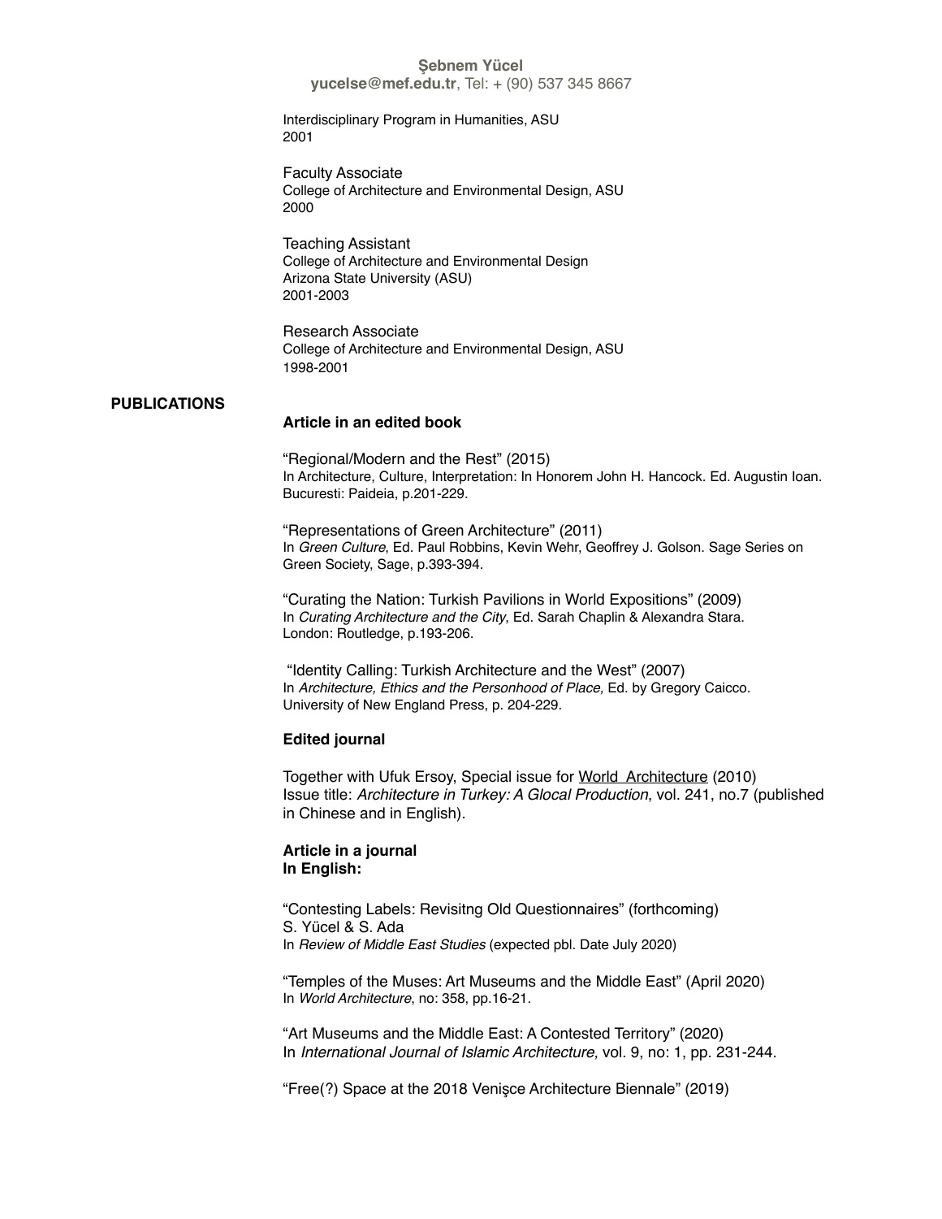**Şebnem Yücel**
**yucelse@mef.edu.tr**, Tel: + (90) 537 345 8667

Interdisciplinary Program in Humanities, ASU
2001

Faculty Associate
College of Architecture and Environmental Design, ASU
2000

Teaching Assistant
College of Architecture and Environmental Design
Arizona State University (ASU)
2001-2003

Research Associate
College of Architecture and Environmental Design, ASU
1998-2001

## PUBLICATIONS

### Article in an edited book

"Regional/Modern and the Rest" (2015)
In Architecture, Culture, Interpretation: In Honorem John H. Hancock. Ed. Augustin Ioan. Bucuresti: Paideia, p.201-229.

"Representations of Green Architecture" (2011)
In *Green Culture*, Ed. Paul Robbins, Kevin Wehr, Geoffrey J. Golson. Sage Series on Green Society, Sage, p.393-394.

"Curating the Nation: Turkish Pavilions in World Expositions" (2009)
In *Curating Architecture and the City*, Ed. Sarah Chaplin & Alexandra Stara. London: Routledge, p.193-206.

"Identity Calling: Turkish Architecture and the West" (2007)
In *Architecture, Ethics and the Personhood of Place,* Ed. by Gregory Caicco. University of New England Press, p. 204-229.

### Edited journal

Together with Ufuk Ersoy, Special issue for World Architecture (2010)
Issue title: *Architecture in Turkey: A Glocal Production*, vol. 241, no.7 (published in Chinese and in English).

### Article in a journal
**In English:**

"Contesting Labels: Revisitng Old Questionnaires" (forthcoming)
S. Yücel & S. Ada
In *Review of Middle East Studies* (expected pbl. Date July 2020)

"Temples of the Muses: Art Museums and the Middle East" (April 2020)
In *World Architecture*, no: 358, pp.16-21.

"Art Museums and the Middle East: A Contested Territory" (2020)
In *International Journal of Islamic Architecture,* vol. 9, no: 1, pp. 231-244.

"Free(?) Space at the 2018 Venişce Architecture Biennale" (2019)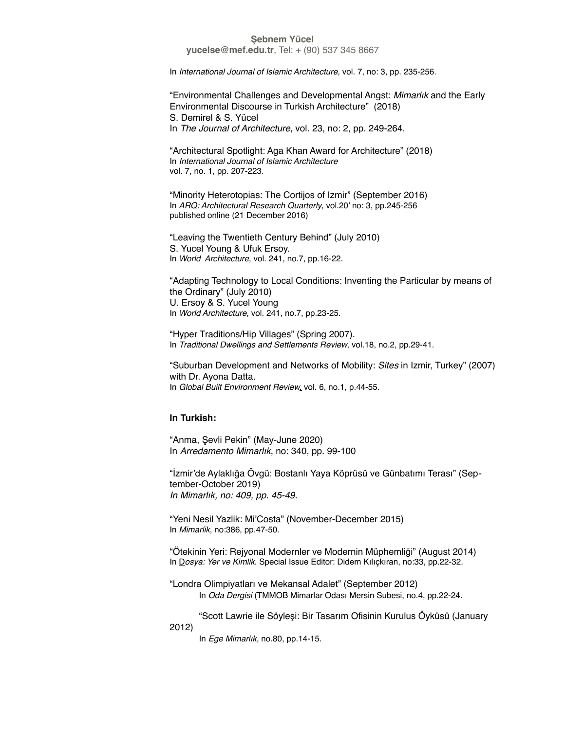In *International Journal of Islamic Architecture,* vol. 7, no: 3, pp. 235-256.

"Environmental Challenges and Developmental Angst: *Mimarlık* and the Early Environmental Discourse in Turkish Architecture" (2018)
S. Demirel & S. Yücel
In *The Journal of Architecture*, vol. 23, no: 2, pp. 249-264.

"Architectural Spotlight: Aga Khan Award for Architecture" (2018)
In *International Journal of Islamic Architecture*
vol. 7, no. 1, pp. 207-223.

"Minority Heterotopias: The Cortijos of Izmir" (September 2016)
In *ARQ: Architectural Research Quarterly*, vol.20' no: 3, pp.245-256
published online (21 December 2016)

"Leaving the Twentieth Century Behind" (July 2010)
S. Yucel Young & Ufuk Ersoy.
In *World Architecture*, vol. 241, no.7, pp.16-22.

"Adapting Technology to Local Conditions: Inventing the Particular by means of the Ordinary" (July 2010)
U. Ersoy & S. Yucel Young
In *World Architecture*, vol. 241, no.7, pp.23-25.

"Hyper Traditions/Hip Villages" (Spring 2007).
In *Traditional Dwellings and Settlements Review*, vol.18, no.2, pp.29-41.

"Suburban Development and Networks of Mobility: *Sites* in Izmir, Turkey" (2007)
with Dr. Ayona Datta.
In *Global Built Environment Review*, vol. 6, no.1, p.44-55.

**In Turkish:**

"Anma, Şevli Pekin" (May-June 2020)
In *Arredamento Mimarlık*, no: 340, pp. 99-100

"İzmir'de Aylaklığa Övgü: Bostanlı Yaya Köprüsü ve Günbatımı Terası" (September-October 2019)
*In Mimarlık, no: 409, pp. 45-49.*

"Yeni Nesil Yazlik: Mi'Costa" (November-December 2015)
In *Mimarlik*, no:386, pp.47-50.

"Ötekinin Yeri: Rejyonal Modernler ve Modernin Müphemliği" (August 2014)
In *Dosya: Yer ve Kimlik*. Special Issue Editor: Didem Kılıçkıran, no:33, pp.22-32.

"Londra Olimpiyatları ve Mekansal Adalet" (September 2012)
In *Oda Dergisi* (TMMOB Mimarlar Odası Mersin Subesi, no.4, pp.22-24.

"Scott Lawrie ile Söyleşi: Bir Tasarım Ofisinin Kurulus Öyküsü (January 2012)
In *Ege Mimarlık*, no.80, pp.14-15.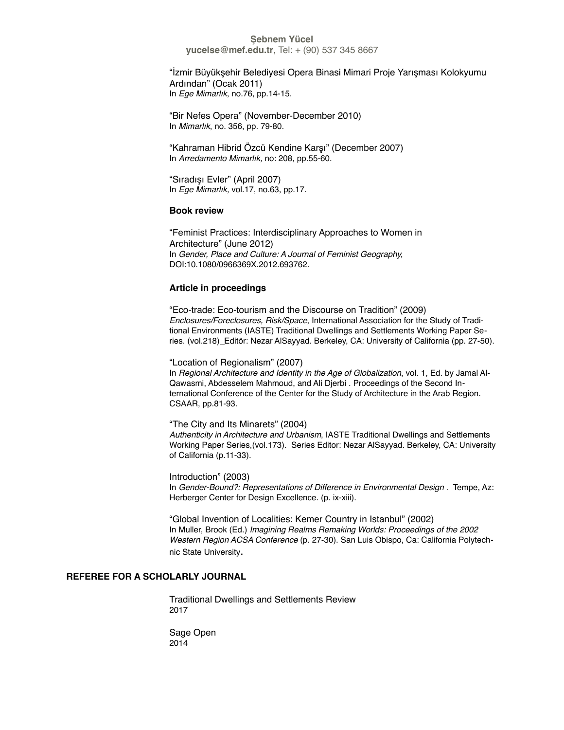"İzmir Büyükşehir Belediyesi Opera Binasi Mimari Proje Yarışması Kolokyumu Ardından" (Ocak 2011)
In *Ege Mimarlık*, no.76, pp.14-15.

"Bir Nefes Opera" (November-December 2010)
In *Mimarlık*, no. 356, pp. 79-80.

"Kahraman Hibrid Özcü Kendine Karşı" (December 2007)
In *Arredamento Mimarlık,* no: 208, pp.55-60.

"Sıradışı Evler" (April 2007)
In *Ege Mimarlık,* vol.17, no.63, pp.17.

### Book review

"Feminist Practices: Interdisciplinary Approaches to Women in Architecture" (June 2012)
In *Gender, Place and Culture: A Journal of Feminist Geography,* DOI:10.1080/0966369X.2012.693762.

### Article in proceedings

"Eco-trade: Eco-tourism and the Discourse on Tradition" (2009)
*Enclosures/Foreclosures, Risk/Space*, International Association for the Study of Traditional Environments (IASTE) Traditional Dwellings and Settlements Working Paper Series. (vol.218)_Editör: Nezar AlSayyad. Berkeley, CA: University of California (pp. 27-50).

"Location of Regionalism" (2007)
In *Regional Architecture and Identity in the Age of Globalization*, vol. 1, Ed. by Jamal Al-Qawasmi, Abdesselem Mahmoud, and Ali Djerbi . Proceedings of the Second International Conference of the Center for the Study of Architecture in the Arab Region. CSAAR, pp.81-93.

"The City and Its Minarets" (2004)
*Authenticity in Architecture and Urbanism*, IASTE Traditional Dwellings and Settlements Working Paper Series,(vol.173). Series Editor: Nezar AlSayyad. Berkeley, CA: University of California (p.11-33).

Introduction" (2003)
In *Gender-Bound?: Representations of Difference in Environmental Design* . Tempe, Az: Herberger Center for Design Excellence. (p. ix-xiii).

"Global Invention of Localities: Kemer Country in Istanbul" (2002)
In Muller, Brook (Ed.) *Imagining Realms Remaking Worlds: Proceedings of the 2002 Western Region ACSA Conference* (p. 27-30). San Luis Obispo, Ca: California Polytechnic State University.

## REFEREE FOR A SCHOLARLY JOURNAL

Traditional Dwellings and Settlements Review
2017

Sage Open
2014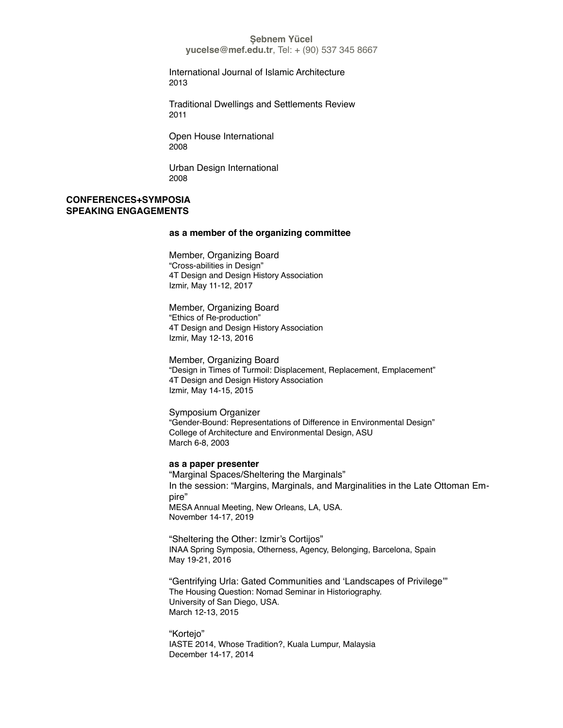International Journal of Islamic Architecture
2013

Traditional Dwellings and Settlements Review
2011

Open House International
2008

Urban Design International
2008

## CONFERENCES+SYMPOSIA
## SPEAKING ENGAGEMENTS

**as a member of the organizing committee**

Member, Organizing Board
"Cross-abilities in Design"
4T Design and Design History Association
Izmir, May 11-12, 2017

Member, Organizing Board
"Ethics of Re-production"
4T Design and Design History Association
Izmir, May 12-13, 2016

Member, Organizing Board
"Design in Times of Turmoil: Displacement, Replacement, Emplacement"
4T Design and Design History Association
Izmir, May 14-15, 2015

Symposium Organizer
"Gender-Bound: Representations of Difference in Environmental Design"
College of Architecture and Environmental Design, ASU
March 6-8, 2003

**as a paper presenter**

"Marginal Spaces/Sheltering the Marginals"
In the session: "Margins, Marginals, and Marginalities in the Late Ottoman Empire"
MESA Annual Meeting, New Orleans, LA, USA.
November 14-17, 2019

"Sheltering the Other: Izmir's Cortijos"
INAA Spring Symposia, Otherness, Agency, Belonging, Barcelona, Spain
May 19-21, 2016

"Gentrifying Urla: Gated Communities and 'Landscapes of Privilege'"
The Housing Question: Nomad Seminar in Historiography.
University of San Diego, USA.
March 12-13, 2015

"Kortejo"
IASTE 2014, Whose Tradition?, Kuala Lumpur, Malaysia
December 14-17, 2014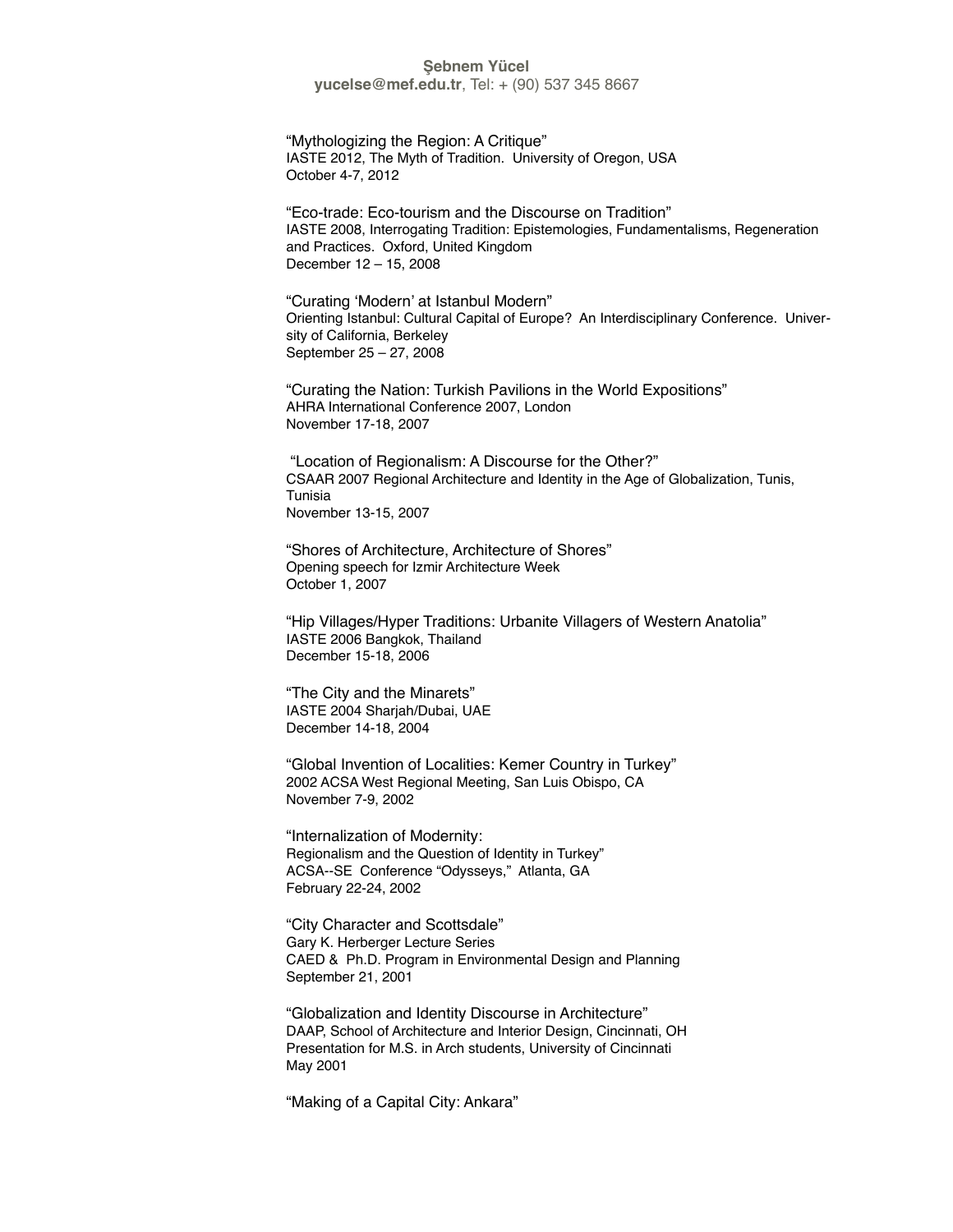"Mythologizing the Region: A Critique"
IASTE 2012, The Myth of Tradition. University of Oregon, USA
October 4-7, 2012

"Eco-trade: Eco-tourism and the Discourse on Tradition"
IASTE 2008, Interrogating Tradition: Epistemologies, Fundamentalisms, Regeneration and Practices. Oxford, United Kingdom
December 12 – 15, 2008

"Curating 'Modern' at Istanbul Modern"
Orienting Istanbul: Cultural Capital of Europe? An Interdisciplinary Conference. University of California, Berkeley
September 25 – 27, 2008

"Curating the Nation: Turkish Pavilions in the World Expositions"
AHRA International Conference 2007, London
November 17-18, 2007

"Location of Regionalism: A Discourse for the Other?"
CSAAR 2007 Regional Architecture and Identity in the Age of Globalization, Tunis, Tunisia
November 13-15, 2007

"Shores of Architecture, Architecture of Shores"
Opening speech for Izmir Architecture Week
October 1, 2007

"Hip Villages/Hyper Traditions: Urbanite Villagers of Western Anatolia"
IASTE 2006 Bangkok, Thailand
December 15-18, 2006

"The City and the Minarets"
IASTE 2004 Sharjah/Dubai, UAE
December 14-18, 2004

"Global Invention of Localities: Kemer Country in Turkey"
2002 ACSA West Regional Meeting, San Luis Obispo, CA
November 7-9, 2002

"Internalization of Modernity:
Regionalism and the Question of Identity in Turkey"
ACSA--SE Conference "Odysseys," Atlanta, GA
February 22-24, 2002

"City Character and Scottsdale"
Gary K. Herberger Lecture Series
CAED & Ph.D. Program in Environmental Design and Planning
September 21, 2001

"Globalization and Identity Discourse in Architecture"
DAAP, School of Architecture and Interior Design, Cincinnati, OH
Presentation for M.S. in Arch students, University of Cincinnati
May 2001

"Making of a Capital City: Ankara"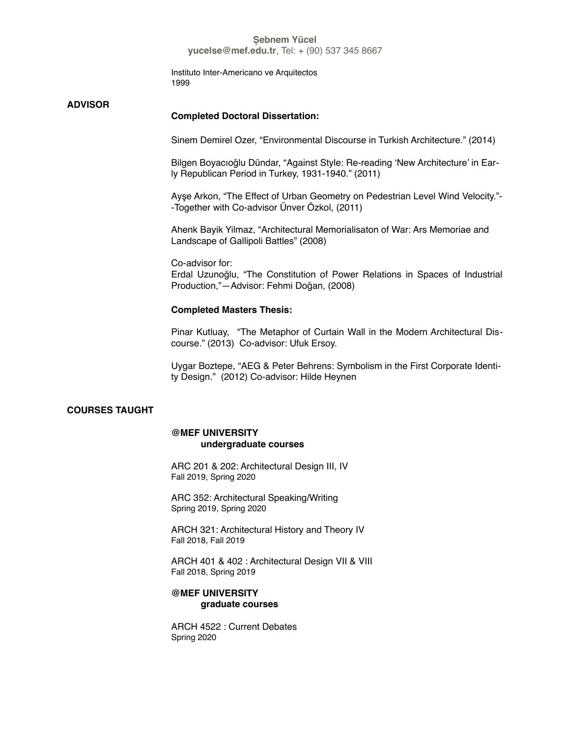Instituto Inter-Americano ve Arquitectos
1999

## ADVISOR

**Completed Doctoral Dissertation:**

Sinem Demirel Ozer, "Environmental Discourse in Turkish Architecture." (2014)

Bilgen Boyacıoğlu Dündar, "Against Style: Re-reading 'New Architecture' in Early Republican Period in Turkey, 1931-1940." (2011)

Ayşe Arkon, "The Effect of Urban Geometry on Pedestrian Level Wind Velocity."--Together with Co-advisor Ünver Özkol, (2011)

Ahenk Bayik Yilmaz, "Architectural Memorialisaton of War: Ars Memoriae and Landscape of Gallipoli Battles" (2008)

Co-advisor for:
Erdal Uzunoğlu, "The Constitution of Power Relations in Spaces of Industrial Production,"—Advisor: Fehmi Doğan, (2008)

**Completed Masters Thesis:**

Pinar Kutluay, "The Metaphor of Curtain Wall in the Modern Architectural Discourse." (2013) Co-advisor: Ufuk Ersoy.

Uygar Boztepe, "AEG & Peter Behrens: Symbolism in the First Corporate Identity Design." (2012) Co-advisor: Hilde Heynen

## COURSES TAUGHT

**@MEF UNIVERSITY**
**undergraduate courses**

ARC 201 & 202: Architectural Design III, IV
Fall 2019, Spring 2020

ARC 352: Architectural Speaking/Writing
Spring 2019, Spring 2020

ARCH 321: Architectural History and Theory IV
Fall 2018, Fall 2019

ARCH 401 & 402 : Architectural Design VII & VIII
Fall 2018, Spring 2019

**@MEF UNIVERSITY**
**graduate courses**

ARCH 4522 : Current Debates
Spring 2020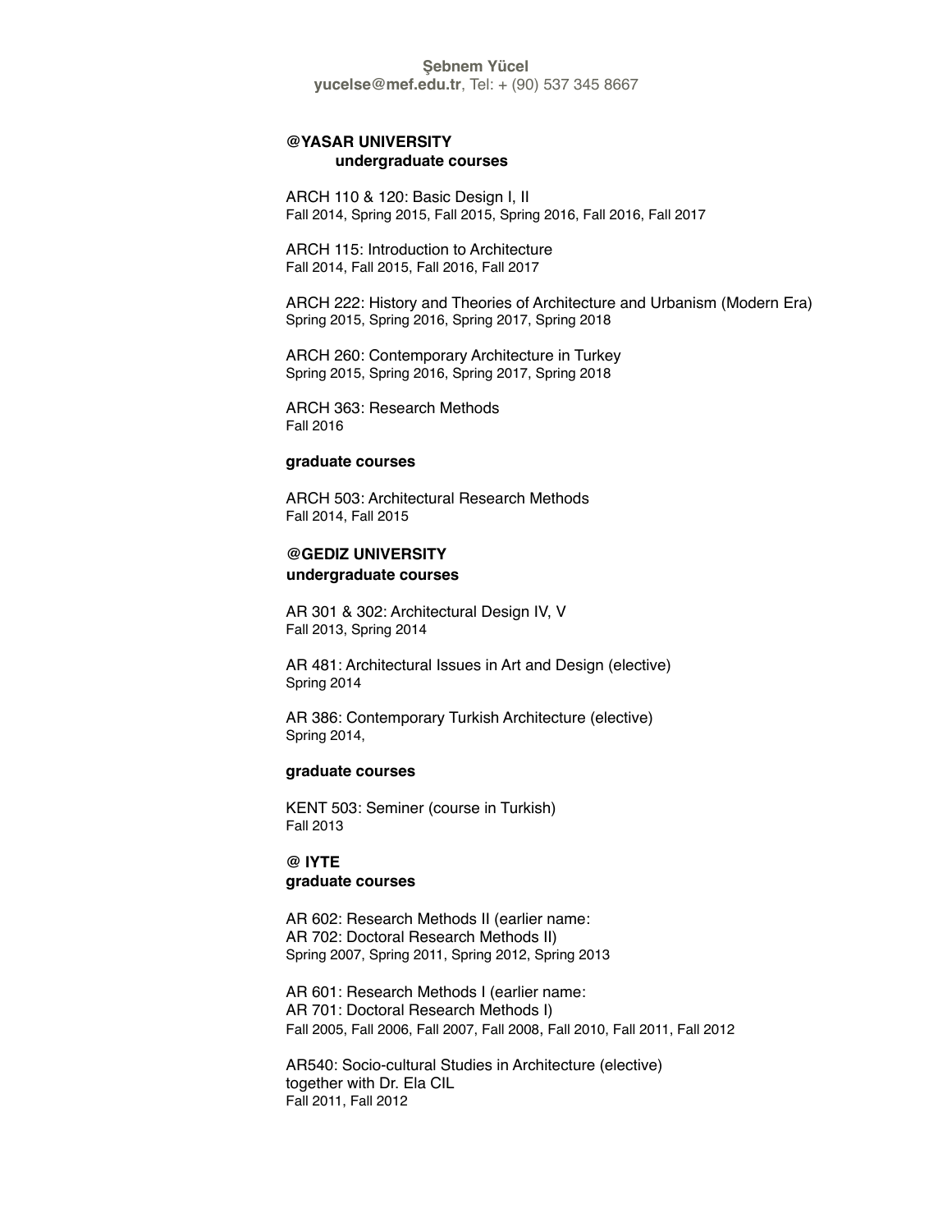**Şebnem Yücel**
**yucelse@mef.edu.tr**, Tel: + (90) 537 345 8667

## @YASAR UNIVERSITY

### undergraduate courses

ARCH 110 & 120: Basic Design I, II
Fall 2014, Spring 2015, Fall 2015, Spring 2016, Fall 2016, Fall 2017

ARCH 115: Introduction to Architecture
Fall 2014, Fall 2015, Fall 2016, Fall 2017

ARCH 222: History and Theories of Architecture and Urbanism (Modern Era)
Spring 2015, Spring 2016, Spring 2017, Spring 2018

ARCH 260: Contemporary Architecture in Turkey
Spring 2015, Spring 2016, Spring 2017, Spring 2018

ARCH 363: Research Methods
Fall 2016

### graduate courses

ARCH 503: Architectural Research Methods
Fall 2014, Fall 2015

## @GEDIZ UNIVERSITY

### undergraduate courses

AR 301 & 302: Architectural Design IV, V
Fall 2013, Spring 2014

AR 481: Architectural Issues in Art and Design (elective)
Spring 2014

AR 386: Contemporary Turkish Architecture (elective)
Spring 2014,

### graduate courses

KENT 503: Seminer (course in Turkish)
Fall 2013

## @ IYTE

### graduate courses

AR 602: Research Methods II (earlier name:
AR 702: Doctoral Research Methods II)
Spring 2007, Spring 2011, Spring 2012, Spring 2013

AR 601: Research Methods I (earlier name:
AR 701: Doctoral Research Methods I)
Fall 2005, Fall 2006, Fall 2007, Fall 2008, Fall 2010, Fall 2011, Fall 2012

AR540: Socio-cultural Studies in Architecture (elective)
together with Dr. Ela CIL
Fall 2011, Fall 2012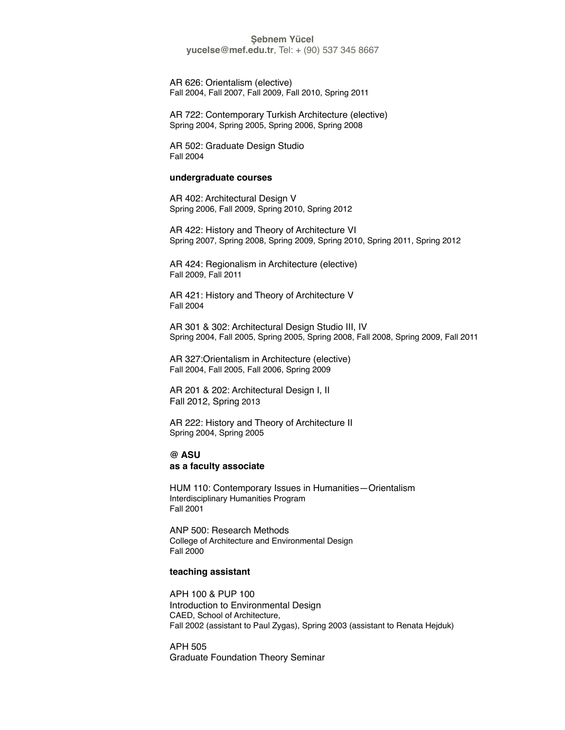AR 626: Orientalism (elective)
Fall 2004, Fall 2007, Fall 2009, Fall 2010, Spring 2011

AR 722: Contemporary Turkish Architecture (elective)
Spring 2004, Spring 2005, Spring 2006, Spring 2008

AR 502: Graduate Design Studio
Fall 2004

**undergraduate courses**

AR 402: Architectural Design V
Spring 2006, Fall 2009, Spring 2010, Spring 2012

AR 422: History and Theory of Architecture VI
Spring 2007, Spring 2008, Spring 2009, Spring 2010, Spring 2011, Spring 2012

AR 424: Regionalism in Architecture (elective)
Fall 2009, Fall 2011

AR 421: History and Theory of Architecture V
Fall 2004

AR 301 & 302: Architectural Design Studio III, IV
Spring 2004, Fall 2005, Spring 2005, Spring 2008, Fall 2008, Spring 2009, Fall 2011

AR 327:Orientalism in Architecture (elective)
Fall 2004, Fall 2005, Fall 2006, Spring 2009

AR 201 & 202: Architectural Design I, II
Fall 2012, Spring 2013

AR 222: History and Theory of Architecture II
Spring 2004, Spring 2005

**@ ASU**
**as a faculty associate**

HUM 110: Contemporary Issues in Humanities—Orientalism
Interdisciplinary Humanities Program
Fall 2001

ANP 500: Research Methods
College of Architecture and Environmental Design
Fall 2000

**teaching assistant**

APH 100 & PUP 100
Introduction to Environmental Design
CAED, School of Architecture,
Fall 2002 (assistant to Paul Zygas), Spring 2003 (assistant to Renata Hejduk)

APH 505
Graduate Foundation Theory Seminar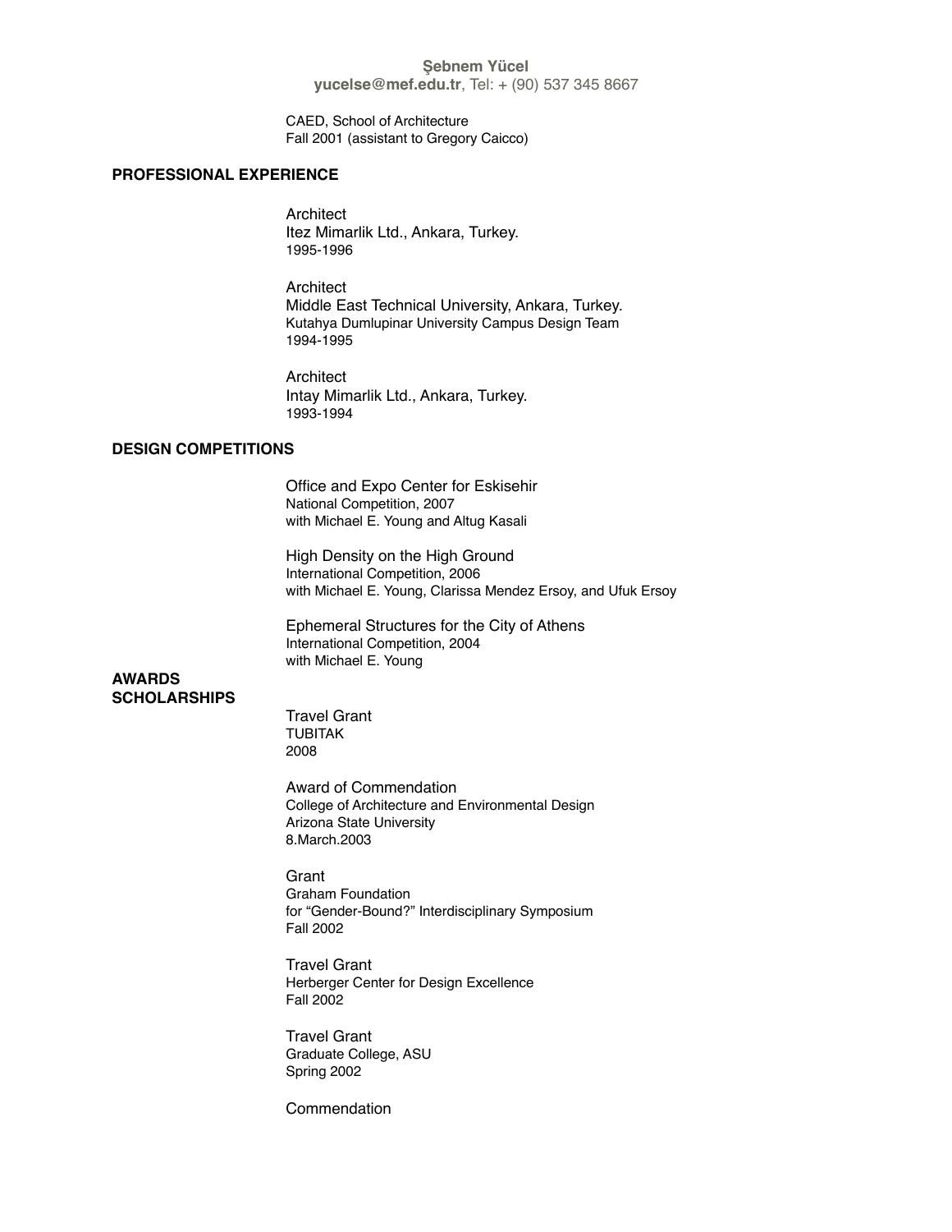CAED, School of Architecture
Fall 2001 (assistant to Gregory Caicco)

## PROFESSIONAL EXPERIENCE

Architect
Itez Mimarlik Ltd., Ankara, Turkey.
1995-1996

Architect
Middle East Technical University, Ankara, Turkey.
Kutahya Dumlupinar University Campus Design Team
1994-1995

Architect
Intay Mimarlik Ltd., Ankara, Turkey.
1993-1994

## DESIGN COMPETITIONS

Office and Expo Center for Eskisehir
National Competition, 2007
with Michael E. Young and Altug Kasali

High Density on the High Ground
International Competition, 2006
with Michael E. Young, Clarissa Mendez Ersoy, and Ufuk Ersoy

Ephemeral Structures for the City of Athens
International Competition, 2004
with Michael E. Young

## AWARDS SCHOLARSHIPS

Travel Grant
TUBITAK
2008

Award of Commendation
College of Architecture and Environmental Design
Arizona State University
8.March.2003

Grant
Graham Foundation
for "Gender-Bound?" Interdisciplinary Symposium
Fall 2002

Travel Grant
Herberger Center for Design Excellence
Fall 2002

Travel Grant
Graduate College, ASU
Spring 2002

Commendation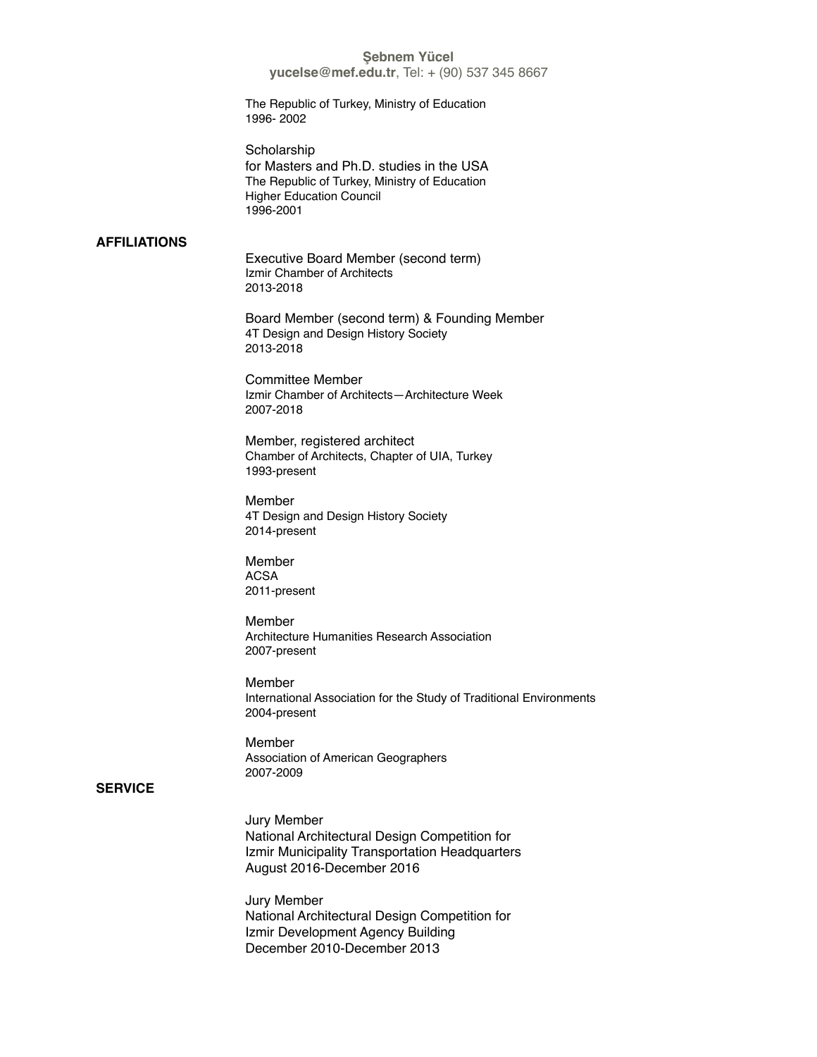**Şebnem Yücel**
**yucelse@mef.edu.tr**, Tel: + (90) 537 345 8667

The Republic of Turkey, Ministry of Education
1996- 2002

Scholarship
for Masters and Ph.D. studies in the USA
The Republic of Turkey, Ministry of Education
Higher Education Council
1996-2001

## AFFILIATIONS

Executive Board Member (second term)
Izmir Chamber of Architects
2013-2018

Board Member (second term) & Founding Member
4T Design and Design History Society
2013-2018

Committee Member
Izmir Chamber of Architects—Architecture Week
2007-2018

Member, registered architect
Chamber of Architects, Chapter of UIA, Turkey
1993-present

Member
4T Design and Design History Society
2014-present

Member
ACSA
2011-present

Member
Architecture Humanities Research Association
2007-present

Member
International Association for the Study of Traditional Environments
2004-present

Member
Association of American Geographers
2007-2009

## SERVICE

Jury Member
National Architectural Design Competition for
Izmir Municipality Transportation Headquarters
August 2016-December 2016

Jury Member
National Architectural Design Competition for
Izmir Development Agency Building
December 2010-December 2013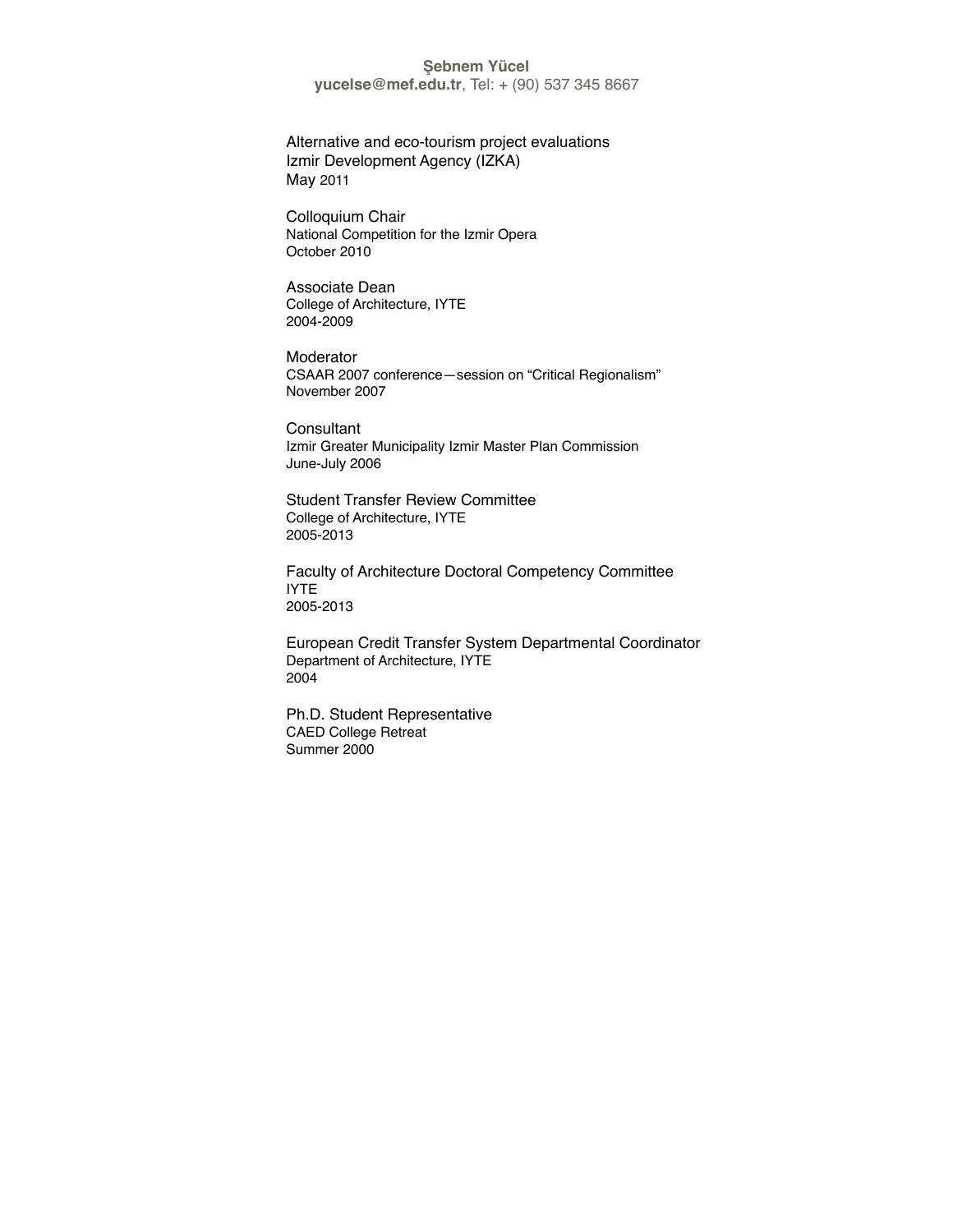Alternative and eco-tourism project evaluations
Izmir Development Agency (IZKA)
May 2011

Colloquium Chair
National Competition for the Izmir Opera
October 2010

Associate Dean
College of Architecture, IYTE
2004-2009

Moderator
CSAAR 2007 conference—session on "Critical Regionalism"
November 2007

Consultant
Izmir Greater Municipality Izmir Master Plan Commission
June-July 2006

Student Transfer Review Committee
College of Architecture, IYTE
2005-2013

Faculty of Architecture Doctoral Competency Committee
IYTE
2005-2013

European Credit Transfer System Departmental Coordinator
Department of Architecture, IYTE
2004

Ph.D. Student Representative
CAED College Retreat
Summer 2000